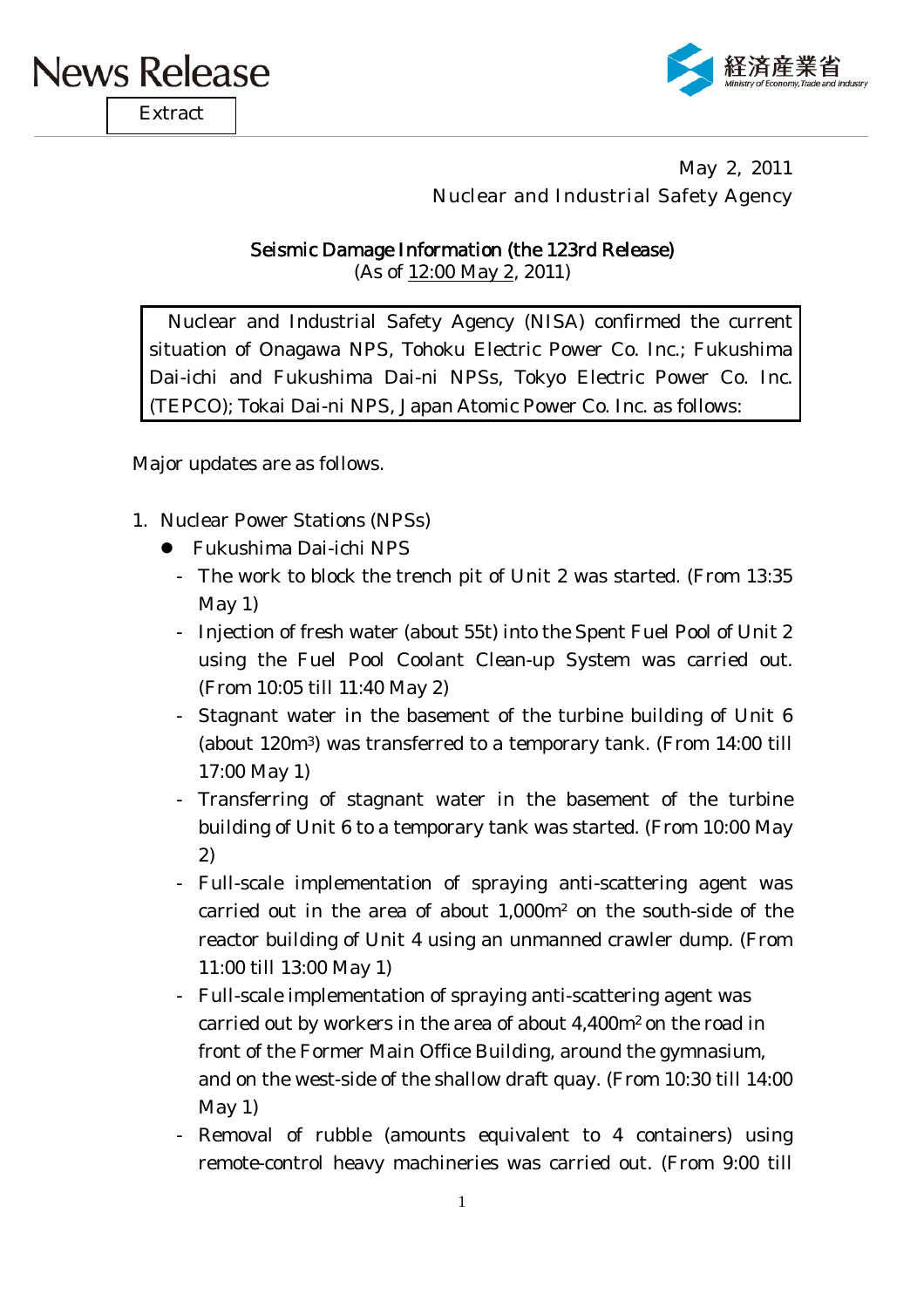# News Release

Extract

経済産業省 Ministry of Economy, Trade and Industry

May 2, 2011
Nuclear and Industrial Safety Agency

## Seismic Damage Information (the 123rd Release)

(As of 12:00 May 2, 2011)

> Nuclear and Industrial Safety Agency (NISA) confirmed the current situation of Onagawa NPS, Tohoku Electric Power Co. Inc.; Fukushima Dai-ichi and Fukushima Dai-ni NPSs, Tokyo Electric Power Co. Inc. (TEPCO); Tokai Dai-ni NPS, Japan Atomic Power Co. Inc. as follows:

Major updates are as follows.

1. Nuclear Power Stations (NPSs)
   - Fukushima Dai-ichi NPS
     - The work to block the trench pit of Unit 2 was started. (From 13:35 May 1)
     - Injection of fresh water (about 55t) into the Spent Fuel Pool of Unit 2 using the Fuel Pool Coolant Clean-up System was carried out. (From 10:05 till 11:40 May 2)
     - Stagnant water in the basement of the turbine building of Unit 6 (about 120m$^3$) was transferred to a temporary tank. (From 14:00 till 17:00 May 1)
     - Transferring of stagnant water in the basement of the turbine building of Unit 6 to a temporary tank was started. (From 10:00 May 2)
     - Full-scale implementation of spraying anti-scattering agent was carried out in the area of about 1,000m$^2$ on the south-side of the reactor building of Unit 4 using an unmanned crawler dump. (From 11:00 till 13:00 May 1)
     - Full-scale implementation of spraying anti-scattering agent was carried out by workers in the area of about 4,400m$^2$ on the road in front of the Former Main Office Building, around the gymnasium, and on the west-side of the shallow draft quay. (From 10:30 till 14:00 May 1)
     - Removal of rubble (amounts equivalent to 4 containers) using remote-control heavy machineries was carried out. (From 9:00 till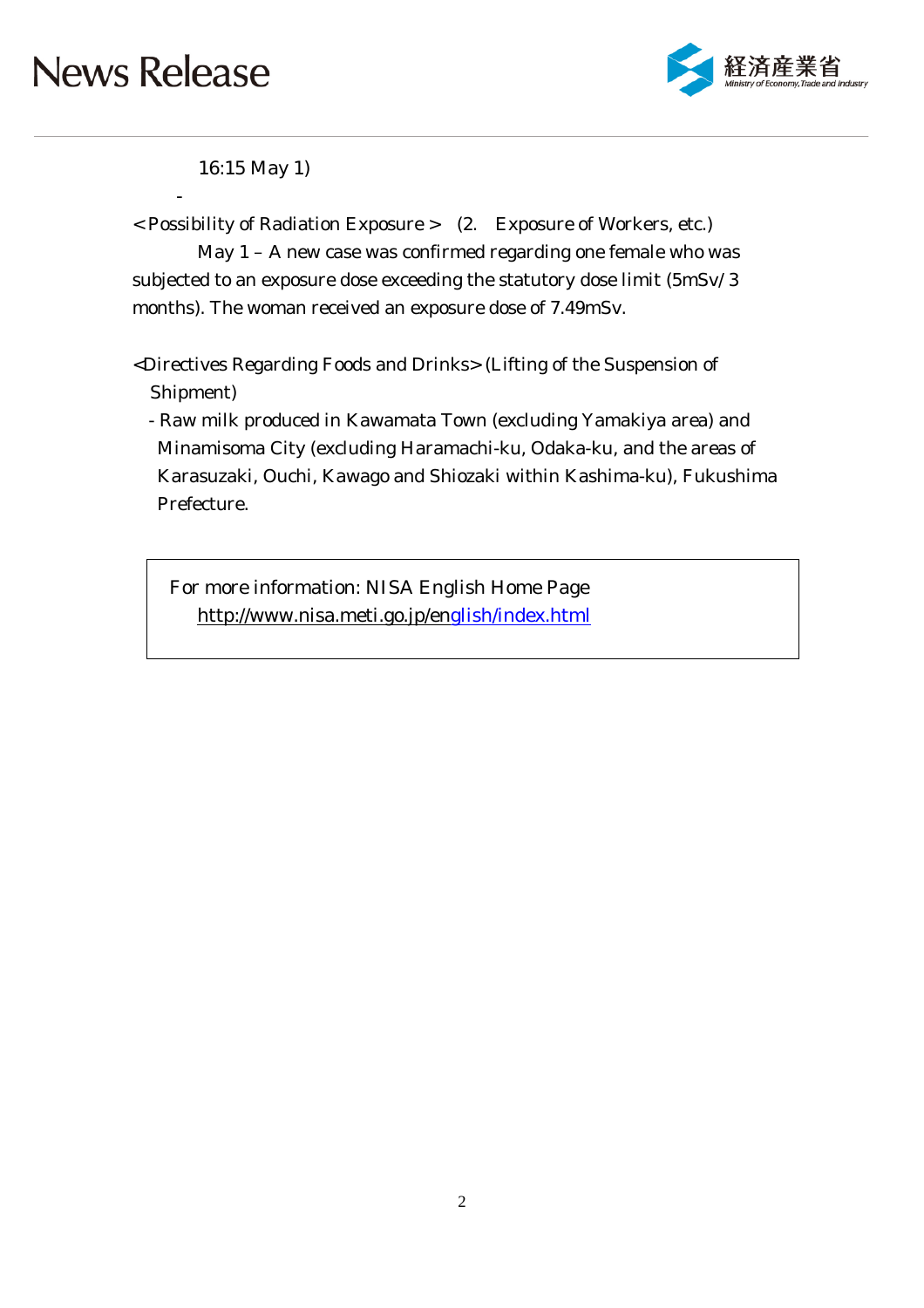16:15 May 1)

-

< Possibility of Radiation Exposure > (2. Exposure of Workers, etc.)

May 1 – A new case was confirmed regarding one female who was subjected to an exposure dose exceeding the statutory dose limit (5mSv/ 3 months). The woman received an exposure dose of 7.49mSv.

<Directives Regarding Foods and Drinks> (Lifting of the Suspension of Shipment)

- Raw milk produced in Kawamata Town (excluding Yamakiya area) and Minamisoma City (excluding Haramachi-ku, Odaka-ku, and the areas of Karasuzaki, Ouchi, Kawago and Shiozaki within Kashima-ku), Fukushima Prefecture.

| |
|---|
| For more information: NISA English Home Page<br>http://www.nisa.meti.go.jp/english/index.html |